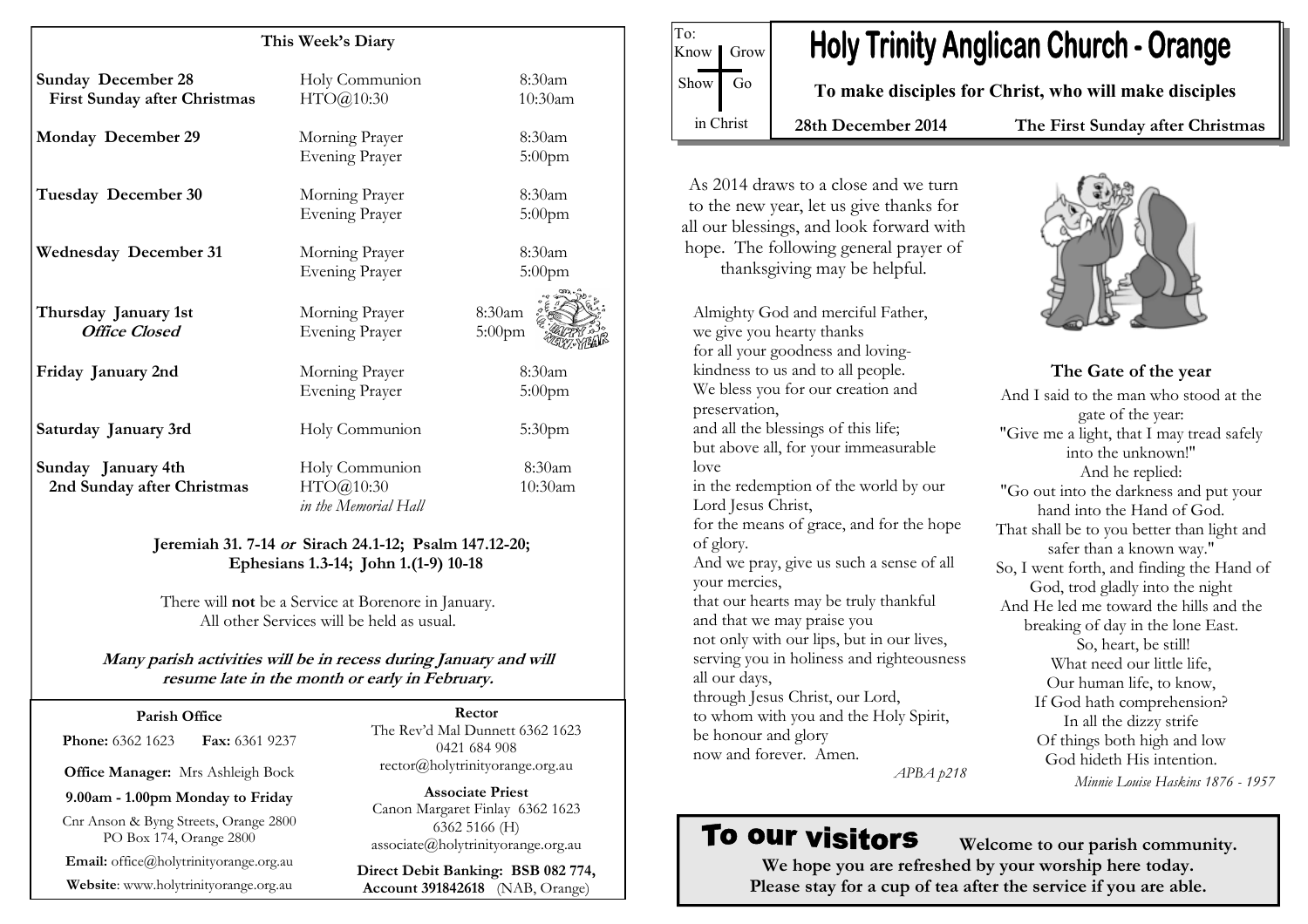## This Week's Diary

| | | |
|---|---|---|
| **Sunday December 28** **First Sunday after Christmas** | Holy Communion HTO@10:30 | 8:30am 10:30am |
| **Monday December 29** | Morning Prayer Evening Prayer | 8:30am 5:00pm |
| **Tuesday December 30** | Morning Prayer Evening Prayer | 8:30am 5:00pm |
| **Wednesday December 31** | Morning Prayer Evening Prayer | 8:30am 5:00pm |
| **Thursday January 1st** ***Office Closed*** | Morning Prayer Evening Prayer | 8:30am 5:00pm |
| **Friday January 2nd** | Morning Prayer Evening Prayer | 8:30am 5:00pm |
| **Saturday January 3rd** | Holy Communion | 5:30pm |
| **Sunday January 4th** **2nd Sunday after Christmas** | Holy Communion HTO@10:30 *in the Memorial Hall* | 8:30am 10:30am |

**Jeremiah 31. 7-14 *or* Sirach 24.1-12; Psalm 147.12-20; Ephesians 1.3-14; John 1.(1-9) 10-18**

There will **not** be a Service at Borenore in January. All other Services will be held as usual.

***Many parish activities will be in recess during January and will resume late in the month or early in February.***

**Parish Office**

**Phone:** 6362 1623 **Fax:** 6361 9237

**Office Manager:** Mrs Ashleigh Bock

**9.00am - 1.00pm Monday to Friday**

Cnr Anson & Byng Streets, Orange 2800
PO Box 174, Orange 2800

**Email:** office@holytrinityorange.org.au

**Website**: www.holytrinityorange.org.au

**Rector**

The Rev'd Mal Dunnett 6362 1623
0421 684 908
rector@holytrinityorange.org.au

**Associate Priest**

Canon Margaret Finlay 6362 1623
6362 5166 (H)
associate@holytrinityorange.org.au

**Direct Debit Banking: BSB 082 774, Account 391842618** (NAB, Orange)

To: Know | Grow | Show | Go | in Christ

# Holy Trinity Anglican Church - Orange

**To make disciples for Christ, who will make disciples**

**28th December 2014** **The First Sunday after Christmas**

As 2014 draws to a close and we turn to the new year, let us give thanks for all our blessings, and look forward with hope. The following general prayer of thanksgiving may be helpful.

Almighty God and merciful Father,
we give you hearty thanks
for all your goodness and loving-kindness to us and to all people.
We bless you for our creation and preservation,
and all the blessings of this life;
but above all, for your immeasurable love
in the redemption of the world by our Lord Jesus Christ,
for the means of grace, and for the hope of glory.
And we pray, give us such a sense of all your mercies,
that our hearts may be truly thankful
and that we may praise you
not only with our lips, but in our lives,
serving you in holiness and righteousness all our days,
through Jesus Christ, our Lord,
to whom with you and the Holy Spirit,
be honour and glory
now and forever. Amen.

*APBA p218*

### The Gate of the year

And I said to the man who stood at the gate of the year:
"Give me a light, that I may tread safely into the unknown!"
And he replied:
"Go out into the darkness and put your hand into the Hand of God.
That shall be to you better than light and safer than a known way."
So, I went forth, and finding the Hand of God, trod gladly into the night
And He led me toward the hills and the breaking of day in the lone East.
So, heart, be still!
What need our little life,
Our human life, to know,
If God hath comprehension?
In all the dizzy strife
Of things both high and low
God hideth His intention.

*Minnie Louise Haskins 1876 - 1957*

## To our visitors

**Welcome to our parish community.
We hope you are refreshed by your worship here today.
Please stay for a cup of tea after the service if you are able.**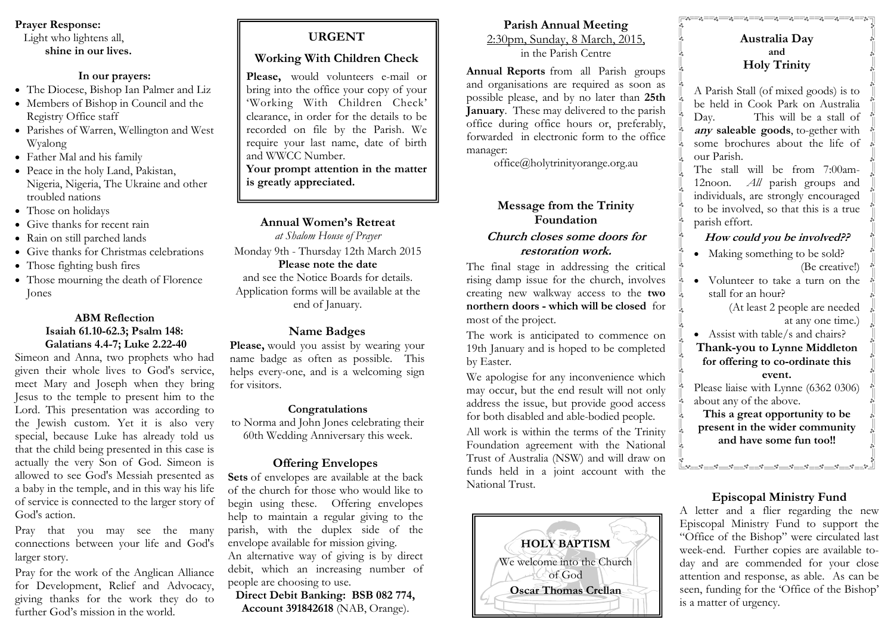**Prayer Response:**

Light who lightens all,
**shine in our lives.**

**In our prayers:**

- The Diocese, Bishop Ian Palmer and Liz
- Members of Bishop in Council and the Registry Office staff
- Parishes of Warren, Wellington and West Wyalong
- Father Mal and his family
- Peace in the holy Land, Pakistan, Nigeria, Nigeria, The Ukraine and other troubled nations
- Those on holidays
- Give thanks for recent rain
- Rain on still parched lands
- Give thanks for Christmas celebrations
- Those fighting bush fires
- Those mourning the death of Florence Jones

**ABM Reflection**
**Isaiah 61.10-62.3; Psalm 148: Galatians 4.4-7; Luke 2.22-40**

Simeon and Anna, two prophets who had given their whole lives to God's service, meet Mary and Joseph when they bring Jesus to the temple to present him to the Lord. This presentation was according to the Jewish custom. Yet it is also very special, because Luke has already told us that the child being presented in this case is actually the very Son of God. Simeon is allowed to see God's Messiah presented as a baby in the temple, and in this way his life of service is connected to the larger story of God's action.

Pray that you may see the many connections between your life and God's larger story.

Pray for the work of the Anglican Alliance for Development, Relief and Advocacy, giving thanks for the work they do to further God's mission in the world.

## URGENT

### Working With Children Check

**Please,** would volunteers e-mail or bring into the office your copy of your 'Working With Children Check' clearance, in order for the details to be recorded on file by the Parish. We require your last name, date of birth and WWCC Number.
**Your prompt attention in the matter is greatly appreciated.**

### Annual Women's Retreat

*at Shalom House of Prayer*

Monday 9th - Thursday 12th March 2015
**Please note the date**
and see the Notice Boards for details. Application forms will be available at the end of January.

### Name Badges

**Please,** would you assist by wearing your name badge as often as possible. This helps every-one, and is a welcoming sign for visitors.

**Congratulations**

to Norma and John Jones celebrating their 60th Wedding Anniversary this week.

### Offering Envelopes

**Sets** of envelopes are available at the back of the church for those who would like to begin using these. Offering envelopes help to maintain a regular giving to the parish, with the duplex side of the envelope available for mission giving.
An alternative way of giving is by direct debit, which an increasing number of people are choosing to use.
**Direct Debit Banking: BSB 082 774, Account 391842618** (NAB, Orange).

### Parish Annual Meeting

2:30pm, Sunday, 8 March, 2015,
in the Parish Centre

**Annual Reports** from all Parish groups and organisations are required as soon as possible please, and by no later than **25th January**. These may delivered to the parish office during office hours or, preferably, forwarded in electronic form to the office manager:

office@holytrinityorange.org.au

### Message from the Trinity Foundation

***Church closes some doors for restoration work.***

The final stage in addressing the critical rising damp issue for the church, involves creating new walkway access to the **two northern doors - which will be closed** for most of the project.

The work is anticipated to commence on 19th January and is hoped to be completed by Easter.

We apologise for any inconvenience which may occur, but the end result will not only address the issue, but provide good access for both disabled and able-bodied people.

All work is within the terms of the Trinity Foundation agreement with the National Trust of Australia (NSW) and will draw on funds held in a joint account with the National Trust.

**HOLY BAPTISM**

We welcome into the Church of God
**Oscar Thomas Crellan**

### Australia Day and Holy Trinity

A Parish Stall (of mixed goods) is to be held in Cook Park on Australia Day. This will be a stall of ***any* saleable goods**, to-gether with some brochures about the life of our Parish.
The stall will be from 7:00am-12noon. *All* parish groups and individuals, are strongly encouraged to be involved, so that this is a true parish effort.

***How could you be involved??***

- Making something to be sold? (Be creative!)
- Volunteer to take a turn on the stall for an hour? (At least 2 people are needed at any one time.)
- Assist with table/s and chairs?

**Thank-you to Lynne Middleton for offering to co-ordinate this event.**

Please liaise with Lynne (6362 0306) about any of the above.

**This a great opportunity to be present in the wider community and have some fun too!!**

### Episcopal Ministry Fund

A letter and a flier regarding the new Episcopal Ministry Fund to support the "Office of the Bishop" were circulated last week-end. Further copies are available to-day and are commended for your close attention and response, as able. As can be seen, funding for the 'Office of the Bishop' is a matter of urgency.